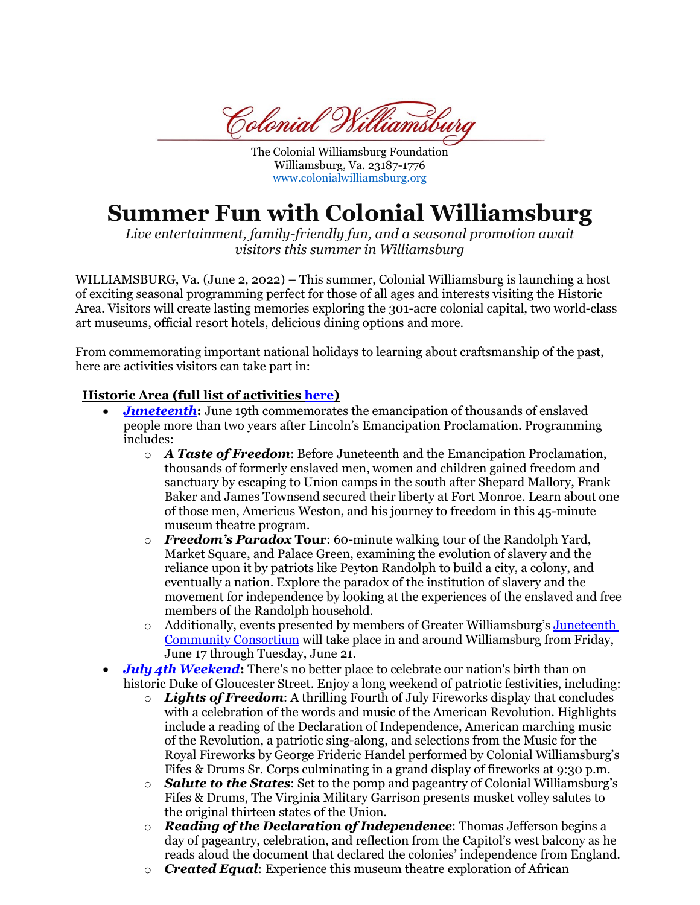Colonial Williamsburg

The Colonial Williamsburg Foundation
Williamsburg, Va. 23187-1776
www.colonialwilliamsburg.org

# Summer Fun with Colonial Williamsburg

*Live entertainment, family-friendly fun, and a seasonal promotion await visitors this summer in Williamsburg*

WILLIAMSBURG, Va. (June 2, 2022) – This summer, Colonial Williamsburg is launching a host of exciting seasonal programming perfect for those of all ages and interests visiting the Historic Area. Visitors will create lasting memories exploring the 301-acre colonial capital, two world-class art museums, official resort hotels, delicious dining options and more.

From commemorating important national holidays to learning about craftsmanship of the past, here are activities visitors can take part in:

**Historic Area (full list of activities here)**

- ***Juneteenth*****:** June 19th commemorates the emancipation of thousands of enslaved people more than two years after Lincoln's Emancipation Proclamation. Programming includes:
  - ***A Taste of Freedom***: Before Juneteenth and the Emancipation Proclamation, thousands of formerly enslaved men, women and children gained freedom and sanctuary by escaping to Union camps in the south after Shepard Mallory, Frank Baker and James Townsend secured their liberty at Fort Monroe. Learn about one of those men, Americus Weston, and his journey to freedom in this 45-minute museum theatre program.
  - ***Freedom's Paradox* Tour**: 60-minute walking tour of the Randolph Yard, Market Square, and Palace Green, examining the evolution of slavery and the reliance upon it by patriots like Peyton Randolph to build a city, a colony, and eventually a nation. Explore the paradox of the institution of slavery and the movement for independence by looking at the experiences of the enslaved and free members of the Randolph household.
  - Additionally, events presented by members of Greater Williamsburg's Juneteenth Community Consortium will take place in and around Williamsburg from Friday, June 17 through Tuesday, June 21.
- ***July 4th Weekend*****:** There's no better place to celebrate our nation's birth than on historic Duke of Gloucester Street. Enjoy a long weekend of patriotic festivities, including:
  - ***Lights of Freedom***: A thrilling Fourth of July Fireworks display that concludes with a celebration of the words and music of the American Revolution. Highlights include a reading of the Declaration of Independence, American marching music of the Revolution, a patriotic sing-along, and selections from the Music for the Royal Fireworks by George Frideric Handel performed by Colonial Williamsburg's Fifes & Drums Sr. Corps culminating in a grand display of fireworks at 9:30 p.m.
  - ***Salute to the States***: Set to the pomp and pageantry of Colonial Williamsburg's Fifes & Drums, The Virginia Military Garrison presents musket volley salutes to the original thirteen states of the Union.
  - ***Reading of the Declaration of Independence***: Thomas Jefferson begins a day of pageantry, celebration, and reflection from the Capitol's west balcony as he reads aloud the document that declared the colonies' independence from England.
  - ***Created Equal***: Experience this museum theatre exploration of African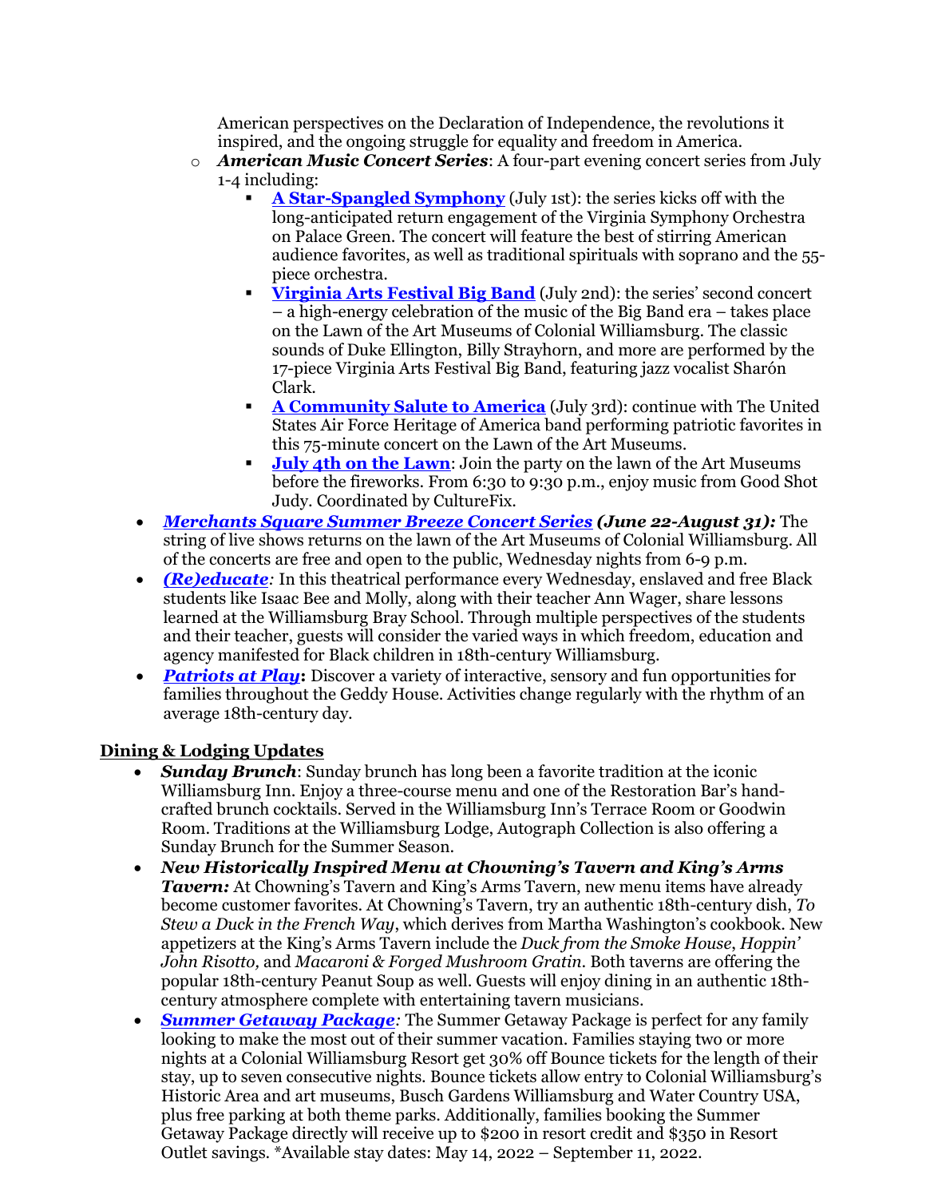American perspectives on the Declaration of Independence, the revolutions it inspired, and the ongoing struggle for equality and freedom in America.

- ***American Music Concert Series***: A four-part evening concert series from July 1-4 including:
  - **A Star-Spangled Symphony** (July 1st): the series kicks off with the long-anticipated return engagement of the Virginia Symphony Orchestra on Palace Green. The concert will feature the best of stirring American audience favorites, as well as traditional spirituals with soprano and the 55-piece orchestra.
  - **Virginia Arts Festival Big Band** (July 2nd): the series' second concert – a high-energy celebration of the music of the Big Band era – takes place on the Lawn of the Art Museums of Colonial Williamsburg. The classic sounds of Duke Ellington, Billy Strayhorn, and more are performed by the 17-piece Virginia Arts Festival Big Band, featuring jazz vocalist Sharón Clark.
  - **A Community Salute to America** (July 3rd): continue with The United States Air Force Heritage of America band performing patriotic favorites in this 75-minute concert on the Lawn of the Art Museums.
  - **July 4th on the Lawn**: Join the party on the lawn of the Art Museums before the fireworks. From 6:30 to 9:30 p.m., enjoy music from Good Shot Judy. Coordinated by CultureFix.

- ***Merchants Square Summer Breeze Concert Series*** ***(June 22-August 31):*** The string of live shows returns on the lawn of the Art Museums of Colonial Williamsburg. All of the concerts are free and open to the public, Wednesday nights from 6-9 p.m.
- ***(Re)educate****:* In this theatrical performance every Wednesday, enslaved and free Black students like Isaac Bee and Molly, along with their teacher Ann Wager, share lessons learned at the Williamsburg Bray School. Through multiple perspectives of the students and their teacher, guests will consider the varied ways in which freedom, education and agency manifested for Black children in 18th-century Williamsburg.
- ***Patriots at Play*****:** Discover a variety of interactive, sensory and fun opportunities for families throughout the Geddy House. Activities change regularly with the rhythm of an average 18th-century day.

## Dining & Lodging Updates

- ***Sunday Brunch***: Sunday brunch has long been a favorite tradition at the iconic Williamsburg Inn. Enjoy a three-course menu and one of the Restoration Bar's hand-crafted brunch cocktails. Served in the Williamsburg Inn's Terrace Room or Goodwin Room. Traditions at the Williamsburg Lodge, Autograph Collection is also offering a Sunday Brunch for the Summer Season.
- ***New Historically Inspired Menu at Chowning's Tavern and King's Arms Tavern:*** At Chowning's Tavern and King's Arms Tavern, new menu items have already become customer favorites. At Chowning's Tavern, try an authentic 18th-century dish, *To Stew a Duck in the French Way*, which derives from Martha Washington's cookbook. New appetizers at the King's Arms Tavern include the *Duck from the Smoke House*, *Hoppin' John Risotto,* and *Macaroni & Forged Mushroom Gratin.* Both taverns are offering the popular 18th-century Peanut Soup as well. Guests will enjoy dining in an authentic 18th-century atmosphere complete with entertaining tavern musicians.
- ***Summer Getaway Package****:* The Summer Getaway Package is perfect for any family looking to make the most out of their summer vacation. Families staying two or more nights at a Colonial Williamsburg Resort get 30% off Bounce tickets for the length of their stay, up to seven consecutive nights. Bounce tickets allow entry to Colonial Williamsburg's Historic Area and art museums, Busch Gardens Williamsburg and Water Country USA, plus free parking at both theme parks. Additionally, families booking the Summer Getaway Package directly will receive up to $200 in resort credit and $350 in Resort Outlet savings. *Available stay dates: May 14, 2022 – September 11, 2022.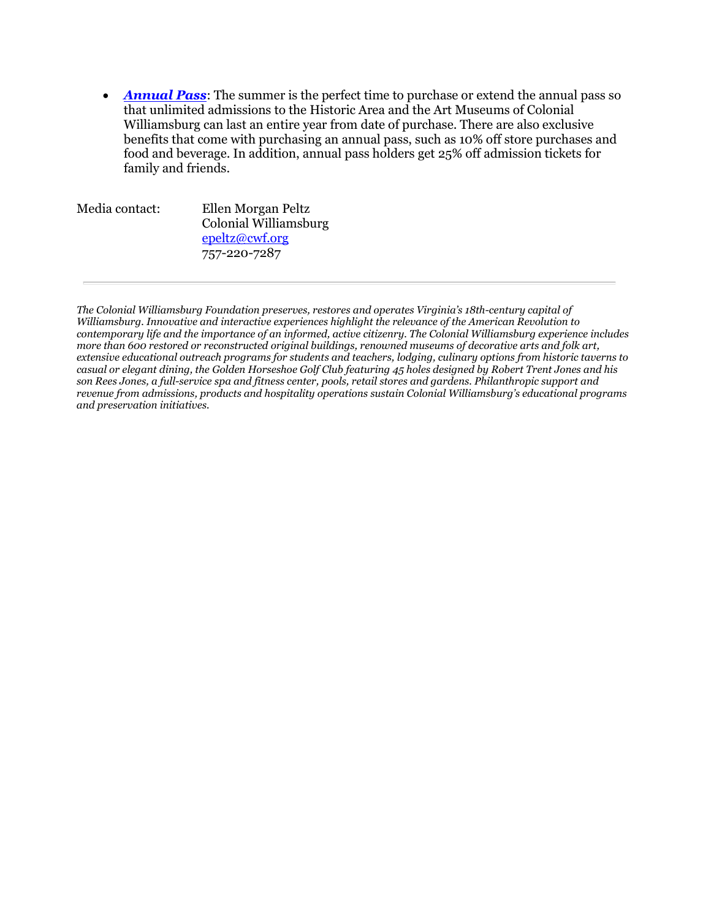- ***Annual Pass***: The summer is the perfect time to purchase or extend the annual pass so that unlimited admissions to the Historic Area and the Art Museums of Colonial Williamsburg can last an entire year from date of purchase. There are also exclusive benefits that come with purchasing an annual pass, such as 10% off store purchases and food and beverage. In addition, annual pass holders get 25% off admission tickets for family and friends.

Media contact: Ellen Morgan Peltz
Colonial Williamsburg
epeltz@cwf.org
757-220-7287

---

*The Colonial Williamsburg Foundation preserves, restores and operates Virginia's 18th-century capital of Williamsburg. Innovative and interactive experiences highlight the relevance of the American Revolution to contemporary life and the importance of an informed, active citizenry. The Colonial Williamsburg experience includes more than 600 restored or reconstructed original buildings, renowned museums of decorative arts and folk art, extensive educational outreach programs for students and teachers, lodging, culinary options from historic taverns to casual or elegant dining, the Golden Horseshoe Golf Club featuring 45 holes designed by Robert Trent Jones and his son Rees Jones, a full-service spa and fitness center, pools, retail stores and gardens. Philanthropic support and revenue from admissions, products and hospitality operations sustain Colonial Williamsburg's educational programs and preservation initiatives.*